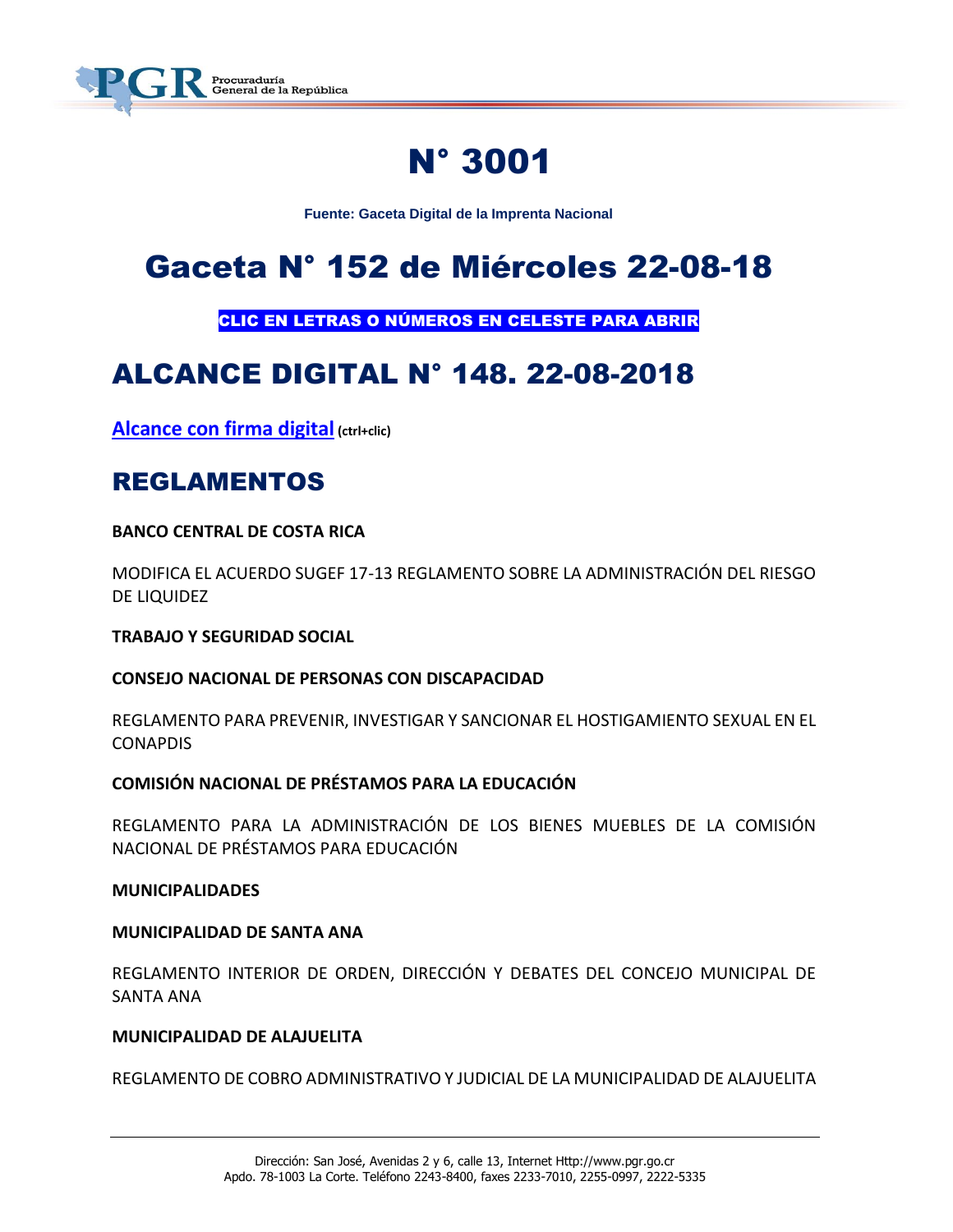# N° 3001

**Fuente: Gaceta Digital de la Imprenta Nacional**

# Gaceta N° 152 de Miércoles 22-08-18

**CLIC EN LETRAS O NÚMEROS EN CELESTE PARA ABRIR**

## ALCANCE DIGITAL N° 148. 22-08-2018

**Alcance con firma digital** **(ctrl+clic)**

## REGLAMENTOS

**BANCO CENTRAL DE COSTA RICA**

MODIFICA EL ACUERDO SUGEF 17-13 REGLAMENTO SOBRE LA ADMINISTRACIÓN DEL RIESGO DE LIQUIDEZ

**TRABAJO Y SEGURIDAD SOCIAL**

**CONSEJO NACIONAL DE PERSONAS CON DISCAPACIDAD**

REGLAMENTO PARA PREVENIR, INVESTIGAR Y SANCIONAR EL HOSTIGAMIENTO SEXUAL EN EL CONAPDIS

**COMISIÓN NACIONAL DE PRÉSTAMOS PARA LA EDUCACIÓN**

REGLAMENTO PARA LA ADMINISTRACIÓN DE LOS BIENES MUEBLES DE LA COMISIÓN NACIONAL DE PRÉSTAMOS PARA EDUCACIÓN

**MUNICIPALIDADES**

**MUNICIPALIDAD DE SANTA ANA**

REGLAMENTO INTERIOR DE ORDEN, DIRECCIÓN Y DEBATES DEL CONCEJO MUNICIPAL DE SANTA ANA

**MUNICIPALIDAD DE ALAJUELITA**

REGLAMENTO DE COBRO ADMINISTRATIVO Y JUDICIAL DE LA MUNICIPALIDAD DE ALAJUELITA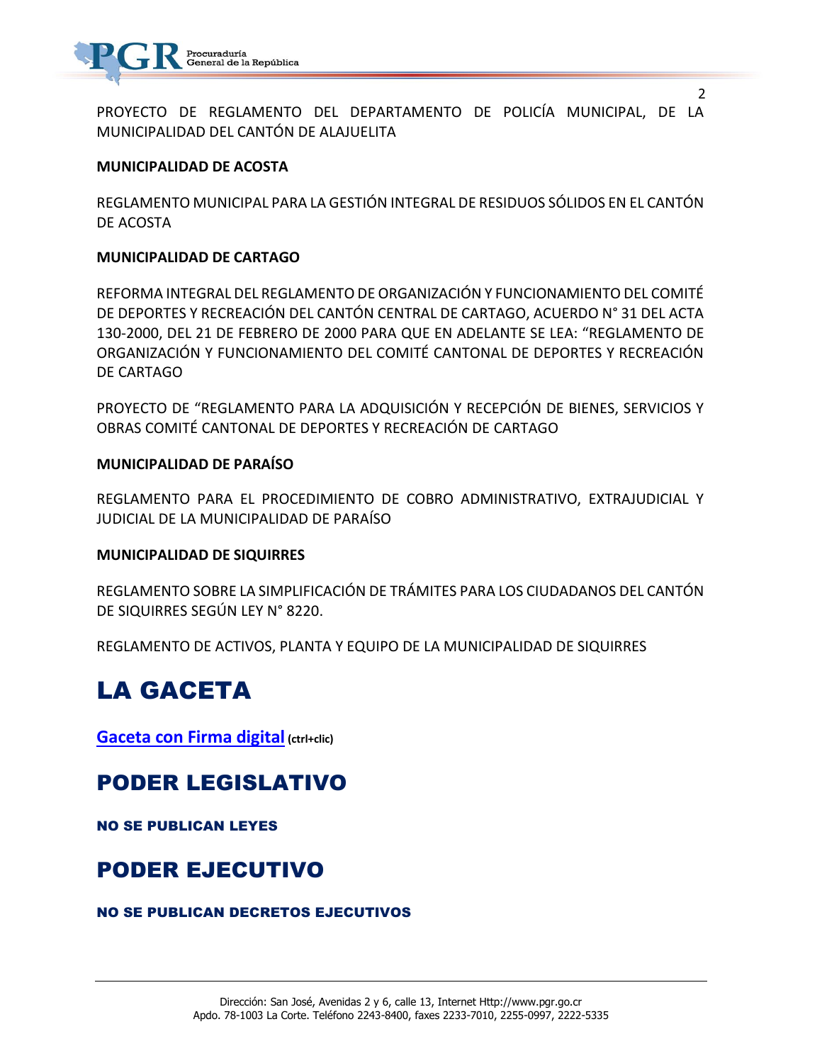PROYECTO DE REGLAMENTO DEL DEPARTAMENTO DE POLICÍA MUNICIPAL, DE LA MUNICIPALIDAD DEL CANTÓN DE ALAJUELITA

**MUNICIPALIDAD DE ACOSTA**

REGLAMENTO MUNICIPAL PARA LA GESTIÓN INTEGRAL DE RESIDUOS SÓLIDOS EN EL CANTÓN DE ACOSTA

**MUNICIPALIDAD DE CARTAGO**

REFORMA INTEGRAL DEL REGLAMENTO DE ORGANIZACIÓN Y FUNCIONAMIENTO DEL COMITÉ DE DEPORTES Y RECREACIÓN DEL CANTÓN CENTRAL DE CARTAGO, ACUERDO N° 31 DEL ACTA 130-2000, DEL 21 DE FEBRERO DE 2000 PARA QUE EN ADELANTE SE LEA: "REGLAMENTO DE ORGANIZACIÓN Y FUNCIONAMIENTO DEL COMITÉ CANTONAL DE DEPORTES Y RECREACIÓN DE CARTAGO

PROYECTO DE "REGLAMENTO PARA LA ADQUISICIÓN Y RECEPCIÓN DE BIENES, SERVICIOS Y OBRAS COMITÉ CANTONAL DE DEPORTES Y RECREACIÓN DE CARTAGO

**MUNICIPALIDAD DE PARAÍSO**

REGLAMENTO PARA EL PROCEDIMIENTO DE COBRO ADMINISTRATIVO, EXTRAJUDICIAL Y JUDICIAL DE LA MUNICIPALIDAD DE PARAÍSO

**MUNICIPALIDAD DE SIQUIRRES**

REGLAMENTO SOBRE LA SIMPLIFICACIÓN DE TRÁMITES PARA LOS CIUDADANOS DEL CANTÓN DE SIQUIRRES SEGÚN LEY N° 8220.

REGLAMENTO DE ACTIVOS, PLANTA Y EQUIPO DE LA MUNICIPALIDAD DE SIQUIRRES

# LA GACETA

**Gaceta con Firma digital** **(ctrl+clic)**

## PODER LEGISLATIVO

### NO SE PUBLICAN LEYES

## PODER EJECUTIVO

### NO SE PUBLICAN DECRETOS EJECUTIVOS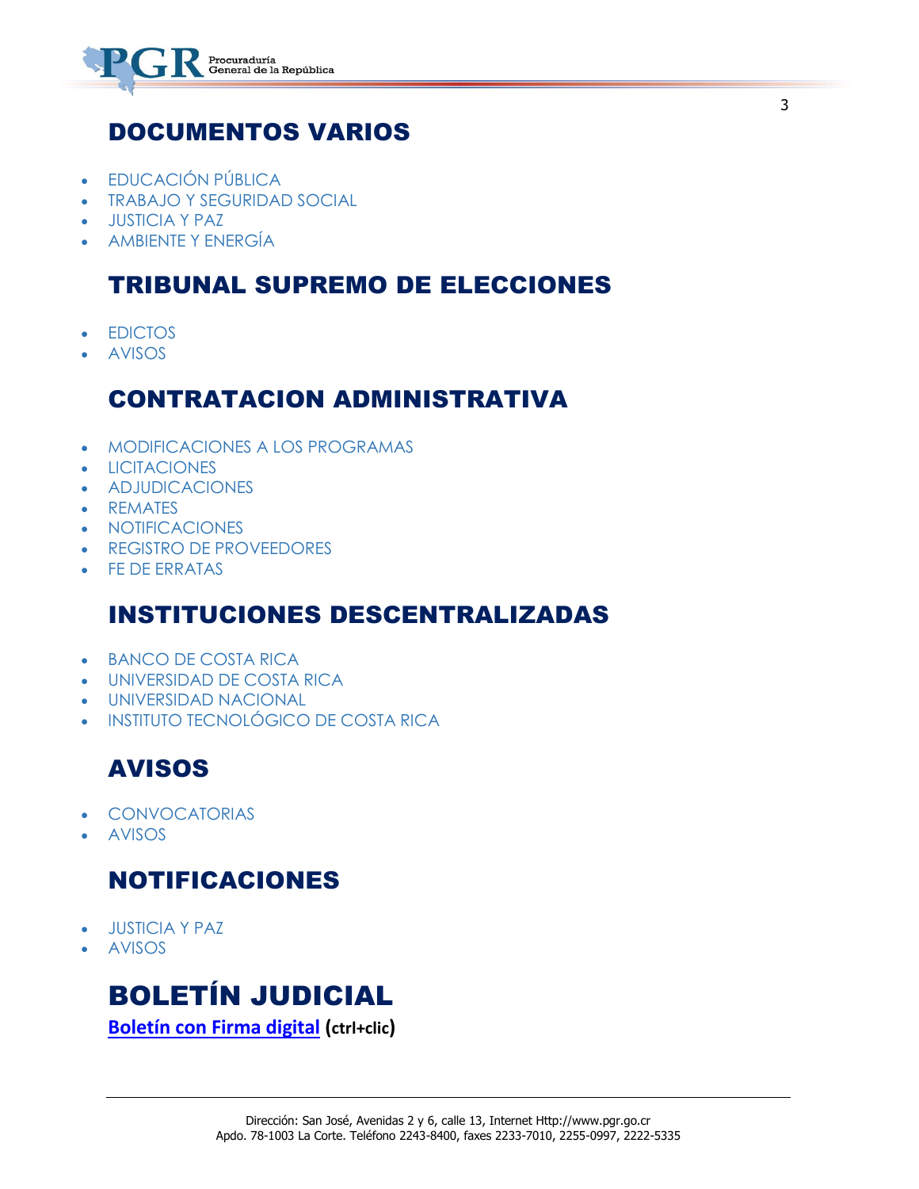## DOCUMENTOS VARIOS

- EDUCACIÓN PÚBLICA
- TRABAJO Y SEGURIDAD SOCIAL
- JUSTICIA Y PAZ
- AMBIENTE Y ENERGÍA

## TRIBUNAL SUPREMO DE ELECCIONES

- EDICTOS
- AVISOS

## CONTRATACION ADMINISTRATIVA

- MODIFICACIONES A LOS PROGRAMAS
- LICITACIONES
- ADJUDICACIONES
- REMATES
- NOTIFICACIONES
- REGISTRO DE PROVEEDORES
- FE DE ERRATAS

## INSTITUCIONES DESCENTRALIZADAS

- BANCO DE COSTA RICA
- UNIVERSIDAD DE COSTA RICA
- UNIVERSIDAD NACIONAL
- INSTITUTO TECNOLÓGICO DE COSTA RICA

## AVISOS

- CONVOCATORIAS
- AVISOS

## NOTIFICACIONES

- JUSTICIA Y PAZ
- AVISOS

# BOLETÍN JUDICIAL

**Boletín con Firma digital (ctrl+clic)**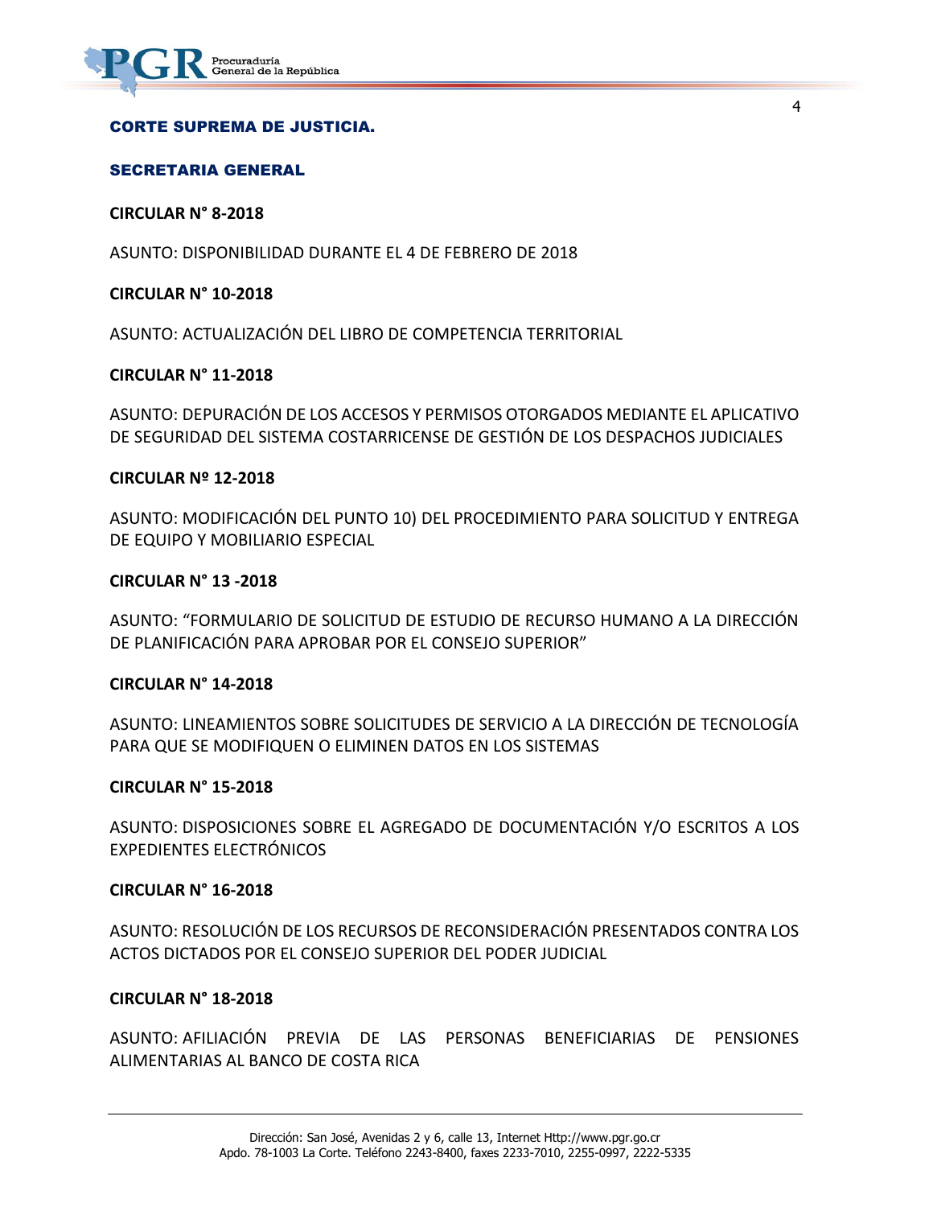## CORTE SUPREMA DE JUSTICIA.

## SECRETARIA GENERAL

**CIRCULAR N° 8-2018**

ASUNTO: DISPONIBILIDAD DURANTE EL 4 DE FEBRERO DE 2018

**CIRCULAR N° 10-2018**

ASUNTO: ACTUALIZACIÓN DEL LIBRO DE COMPETENCIA TERRITORIAL

**CIRCULAR N° 11-2018**

ASUNTO: DEPURACIÓN DE LOS ACCESOS Y PERMISOS OTORGADOS MEDIANTE EL APLICATIVO DE SEGURIDAD DEL SISTEMA COSTARRICENSE DE GESTIÓN DE LOS DESPACHOS JUDICIALES

**CIRCULAR Nº 12-2018**

ASUNTO: MODIFICACIÓN DEL PUNTO 10) DEL PROCEDIMIENTO PARA SOLICITUD Y ENTREGA DE EQUIPO Y MOBILIARIO ESPECIAL

**CIRCULAR N° 13 -2018**

ASUNTO: "FORMULARIO DE SOLICITUD DE ESTUDIO DE RECURSO HUMANO A LA DIRECCIÓN DE PLANIFICACIÓN PARA APROBAR POR EL CONSEJO SUPERIOR"

**CIRCULAR N° 14-2018**

ASUNTO: LINEAMIENTOS SOBRE SOLICITUDES DE SERVICIO A LA DIRECCIÓN DE TECNOLOGÍA PARA QUE SE MODIFIQUEN O ELIMINEN DATOS EN LOS SISTEMAS

**CIRCULAR N° 15-2018**

ASUNTO: DISPOSICIONES SOBRE EL AGREGADO DE DOCUMENTACIÓN Y/O ESCRITOS A LOS EXPEDIENTES ELECTRÓNICOS

**CIRCULAR N° 16-2018**

ASUNTO: RESOLUCIÓN DE LOS RECURSOS DE RECONSIDERACIÓN PRESENTADOS CONTRA LOS ACTOS DICTADOS POR EL CONSEJO SUPERIOR DEL PODER JUDICIAL

**CIRCULAR N° 18-2018**

ASUNTO: AFILIACIÓN PREVIA DE LAS PERSONAS BENEFICIARIAS DE PENSIONES ALIMENTARIAS AL BANCO DE COSTA RICA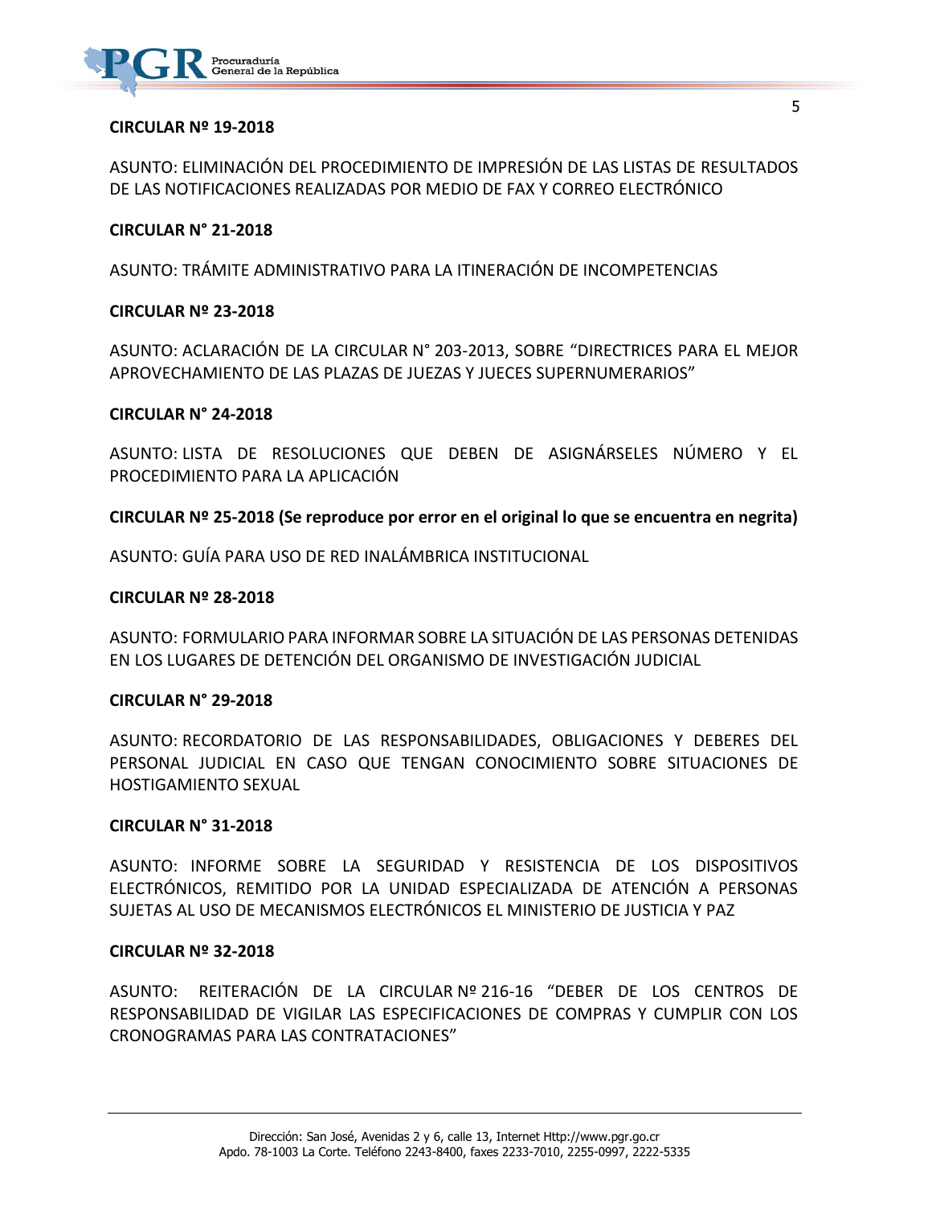**CIRCULAR Nº 19-2018**

ASUNTO: ELIMINACIÓN DEL PROCEDIMIENTO DE IMPRESIÓN DE LAS LISTAS DE RESULTADOS DE LAS NOTIFICACIONES REALIZADAS POR MEDIO DE FAX Y CORREO ELECTRÓNICO

**CIRCULAR N° 21-2018**

ASUNTO: TRÁMITE ADMINISTRATIVO PARA LA ITINERACIÓN DE INCOMPETENCIAS

**CIRCULAR Nº 23-2018**

ASUNTO: ACLARACIÓN DE LA CIRCULAR N° 203-2013, SOBRE "DIRECTRICES PARA EL MEJOR APROVECHAMIENTO DE LAS PLAZAS DE JUEZAS Y JUECES SUPERNUMERARIOS"

**CIRCULAR N° 24-2018**

ASUNTO: LISTA DE RESOLUCIONES QUE DEBEN DE ASIGNÁRSELES NÚMERO Y EL PROCEDIMIENTO PARA LA APLICACIÓN

**CIRCULAR Nº 25-2018 (Se reproduce por error en el original lo que se encuentra en negrita)**

ASUNTO: GUÍA PARA USO DE RED INALÁMBRICA INSTITUCIONAL

**CIRCULAR Nº 28-2018**

ASUNTO: FORMULARIO PARA INFORMAR SOBRE LA SITUACIÓN DE LAS PERSONAS DETENIDAS EN LOS LUGARES DE DETENCIÓN DEL ORGANISMO DE INVESTIGACIÓN JUDICIAL

**CIRCULAR N° 29-2018**

ASUNTO: RECORDATORIO DE LAS RESPONSABILIDADES, OBLIGACIONES Y DEBERES DEL PERSONAL JUDICIAL EN CASO QUE TENGAN CONOCIMIENTO SOBRE SITUACIONES DE HOSTIGAMIENTO SEXUAL

**CIRCULAR N° 31-2018**

ASUNTO: INFORME SOBRE LA SEGURIDAD Y RESISTENCIA DE LOS DISPOSITIVOS ELECTRÓNICOS, REMITIDO POR LA UNIDAD ESPECIALIZADA DE ATENCIÓN A PERSONAS SUJETAS AL USO DE MECANISMOS ELECTRÓNICOS EL MINISTERIO DE JUSTICIA Y PAZ

**CIRCULAR Nº 32-2018**

ASUNTO: REITERACIÓN DE LA CIRCULAR Nº 216-16 "DEBER DE LOS CENTROS DE RESPONSABILIDAD DE VIGILAR LAS ESPECIFICACIONES DE COMPRAS Y CUMPLIR CON LOS CRONOGRAMAS PARA LAS CONTRATACIONES"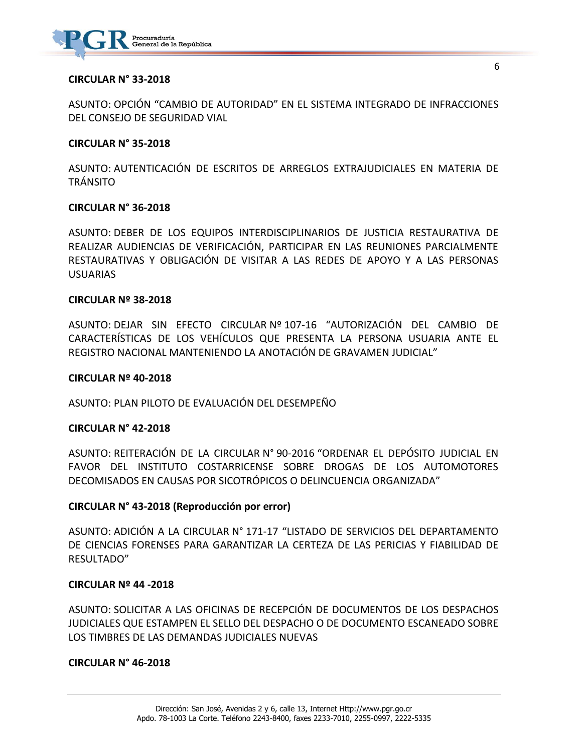**CIRCULAR N° 33-2018**

ASUNTO: OPCIÓN "CAMBIO DE AUTORIDAD" EN EL SISTEMA INTEGRADO DE INFRACCIONES DEL CONSEJO DE SEGURIDAD VIAL

**CIRCULAR N° 35-2018**

ASUNTO: AUTENTICACIÓN DE ESCRITOS DE ARREGLOS EXTRAJUDICIALES EN MATERIA DE TRÁNSITO

**CIRCULAR N° 36-2018**

ASUNTO: DEBER DE LOS EQUIPOS INTERDISCIPLINARIOS DE JUSTICIA RESTAURATIVA DE REALIZAR AUDIENCIAS DE VERIFICACIÓN, PARTICIPAR EN LAS REUNIONES PARCIALMENTE RESTAURATIVAS Y OBLIGACIÓN DE VISITAR A LAS REDES DE APOYO Y A LAS PERSONAS USUARIAS

**CIRCULAR Nº 38-2018**

ASUNTO: DEJAR SIN EFECTO CIRCULAR Nº 107-16 "AUTORIZACIÓN DEL CAMBIO DE CARACTERÍSTICAS DE LOS VEHÍCULOS QUE PRESENTA LA PERSONA USUARIA ANTE EL REGISTRO NACIONAL MANTENIENDO LA ANOTACIÓN DE GRAVAMEN JUDICIAL"

**CIRCULAR Nº 40-2018**

ASUNTO: PLAN PILOTO DE EVALUACIÓN DEL DESEMPEÑO

**CIRCULAR N° 42-2018**

ASUNTO: REITERACIÓN DE LA CIRCULAR N° 90-2016 "ORDENAR EL DEPÓSITO JUDICIAL EN FAVOR DEL INSTITUTO COSTARRICENSE SOBRE DROGAS DE LOS AUTOMOTORES DECOMISADOS EN CAUSAS POR SICOTRÓPICOS O DELINCUENCIA ORGANIZADA"

**CIRCULAR N° 43-2018 (Reproducción por error)**

ASUNTO: ADICIÓN A LA CIRCULAR N° 171-17 "LISTADO DE SERVICIOS DEL DEPARTAMENTO DE CIENCIAS FORENSES PARA GARANTIZAR LA CERTEZA DE LAS PERICIAS Y FIABILIDAD DE RESULTADO"

**CIRCULAR Nº 44 -2018**

ASUNTO: SOLICITAR A LAS OFICINAS DE RECEPCIÓN DE DOCUMENTOS DE LOS DESPACHOS JUDICIALES QUE ESTAMPEN EL SELLO DEL DESPACHO O DE DOCUMENTO ESCANEADO SOBRE LOS TIMBRES DE LAS DEMANDAS JUDICIALES NUEVAS

**CIRCULAR N° 46-2018**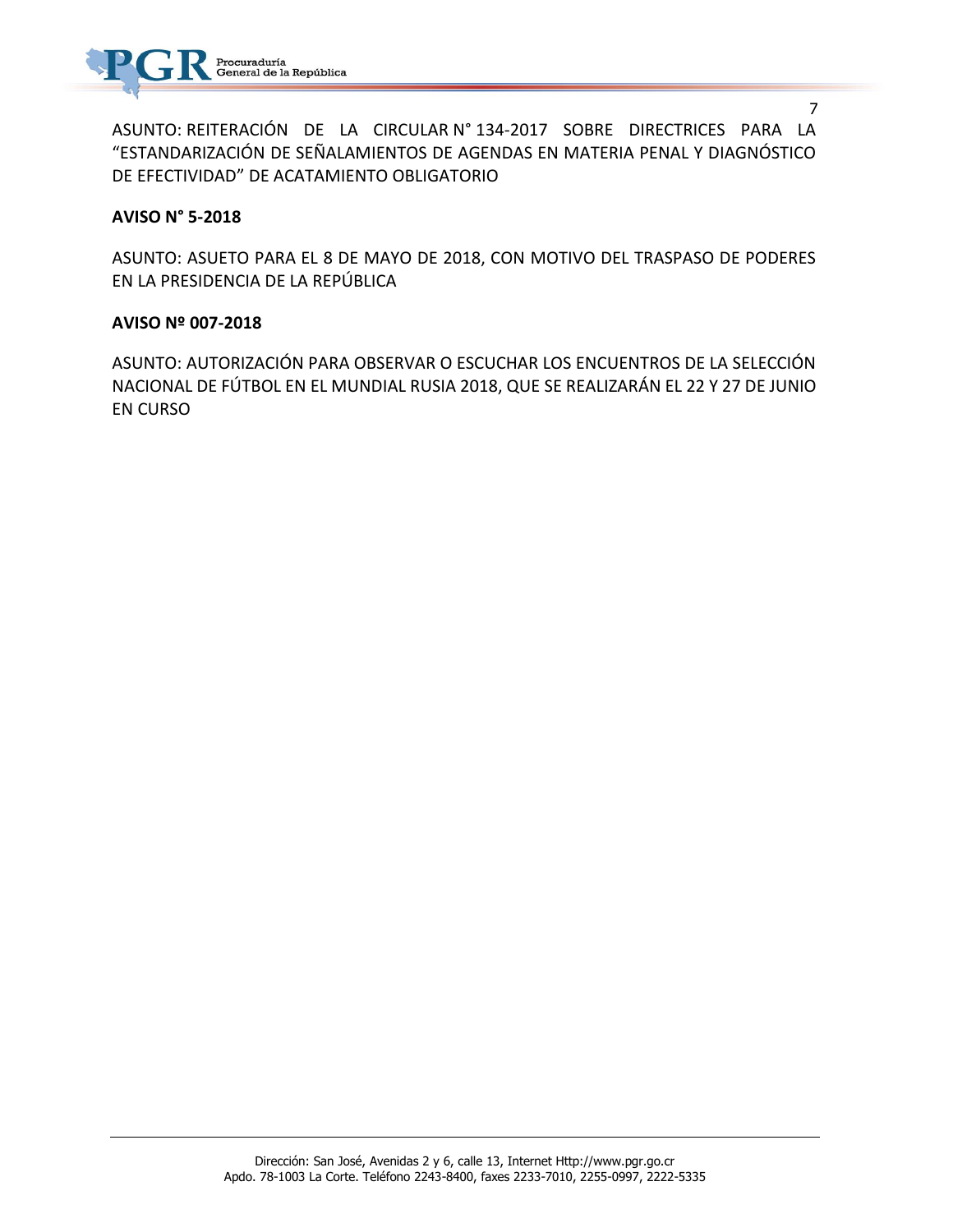ASUNTO: REITERACIÓN DE LA CIRCULAR N° 134-2017 SOBRE DIRECTRICES PARA LA "ESTANDARIZACIÓN DE SEÑALAMIENTOS DE AGENDAS EN MATERIA PENAL Y DIAGNÓSTICO DE EFECTIVIDAD" DE ACATAMIENTO OBLIGATORIO

**AVISO N° 5-2018**

ASUNTO: ASUETO PARA EL 8 DE MAYO DE 2018, CON MOTIVO DEL TRASPASO DE PODERES EN LA PRESIDENCIA DE LA REPÚBLICA

**AVISO Nº 007-2018**

ASUNTO: AUTORIZACIÓN PARA OBSERVAR O ESCUCHAR LOS ENCUENTROS DE LA SELECCIÓN NACIONAL DE FÚTBOL EN EL MUNDIAL RUSIA 2018, QUE SE REALIZARÁN EL 22 Y 27 DE JUNIO EN CURSO